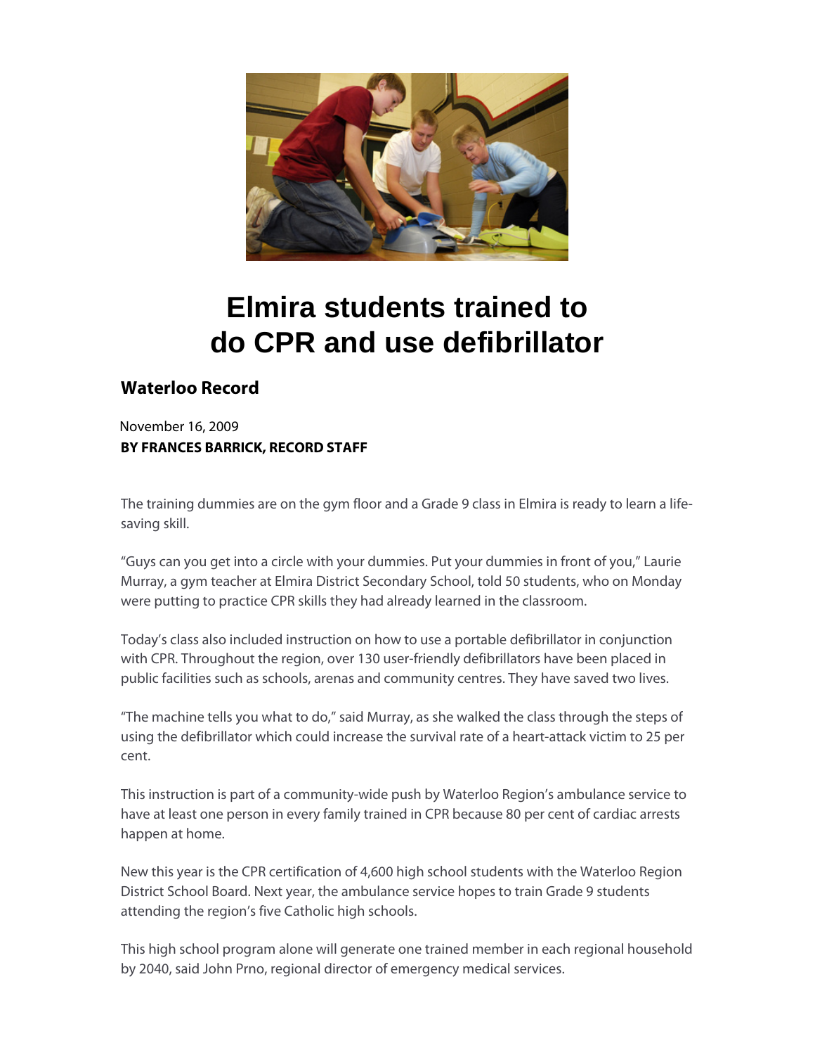# Elmira students trained to do CPR and use defibrillator

**Waterloo Record**

November 16, 2009

**BY FRANCES BARRICK, RECORD STAFF**

The training dummies are on the gym floor and a Grade 9 class in Elmira is ready to learn a life-saving skill.

"Guys can you get into a circle with your dummies. Put your dummies in front of you," Laurie Murray, a gym teacher at Elmira District Secondary School, told 50 students, who on Monday were putting to practice CPR skills they had already learned in the classroom.

Today's class also included instruction on how to use a portable defibrillator in conjunction with CPR. Throughout the region, over 130 user-friendly defibrillators have been placed in public facilities such as schools, arenas and community centres. They have saved two lives.

"The machine tells you what to do," said Murray, as she walked the class through the steps of using the defibrillator which could increase the survival rate of a heart-attack victim to 25 per cent.

This instruction is part of a community-wide push by Waterloo Region's ambulance service to have at least one person in every family trained in CPR because 80 per cent of cardiac arrests happen at home.

New this year is the CPR certification of 4,600 high school students with the Waterloo Region District School Board. Next year, the ambulance service hopes to train Grade 9 students attending the region's five Catholic high schools.

This high school program alone will generate one trained member in each regional household by 2040, said John Prno, regional director of emergency medical services.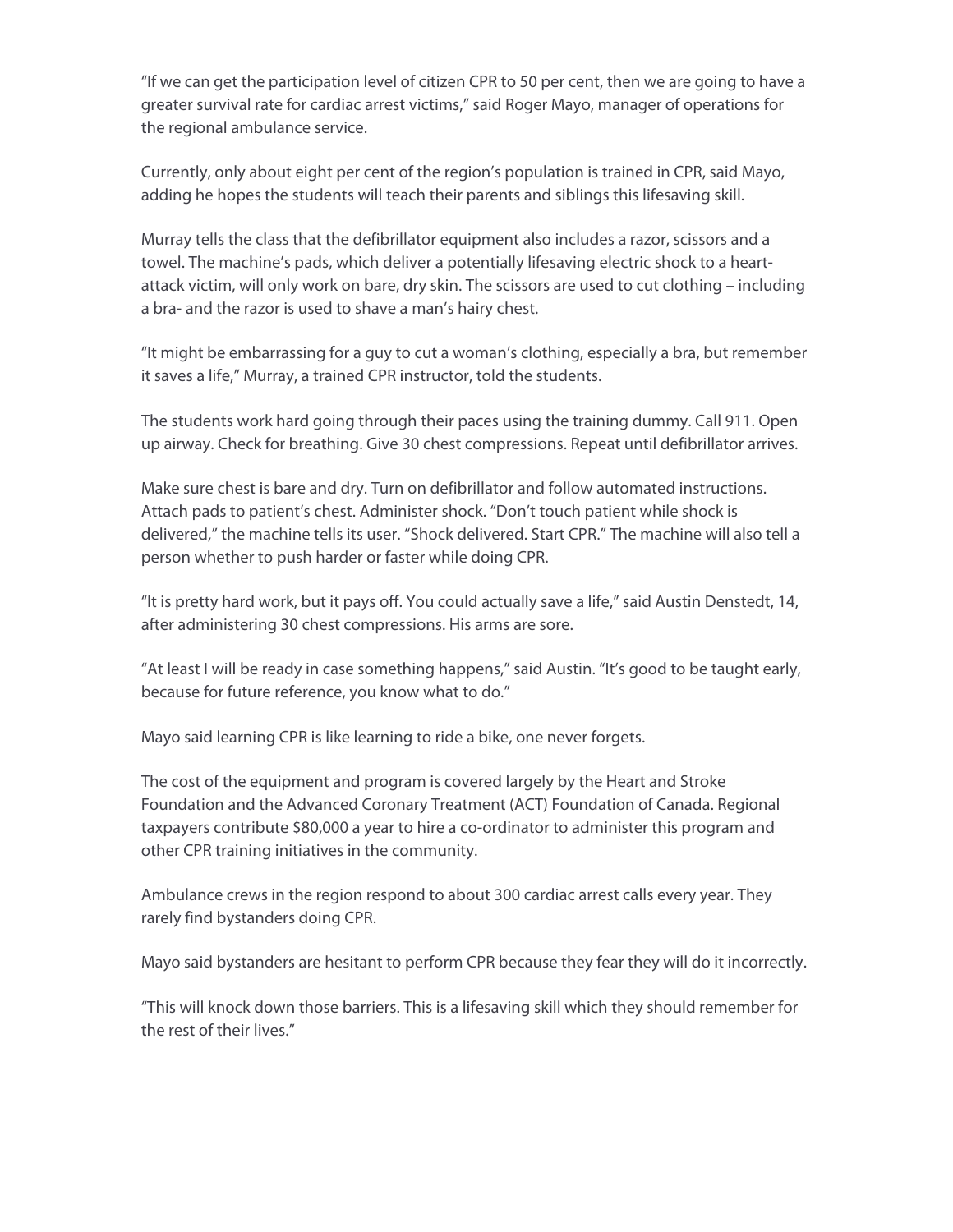"If we can get the participation level of citizen CPR to 50 per cent, then we are going to have a greater survival rate for cardiac arrest victims," said Roger Mayo, manager of operations for the regional ambulance service.

Currently, only about eight per cent of the region's population is trained in CPR, said Mayo, adding he hopes the students will teach their parents and siblings this lifesaving skill.

Murray tells the class that the defibrillator equipment also includes a razor, scissors and a towel. The machine's pads, which deliver a potentially lifesaving electric shock to a heart-attack victim, will only work on bare, dry skin. The scissors are used to cut clothing – including a bra- and the razor is used to shave a man's hairy chest.

"It might be embarrassing for a guy to cut a woman's clothing, especially a bra, but remember it saves a life," Murray, a trained CPR instructor, told the students.

The students work hard going through their paces using the training dummy. Call 911. Open up airway. Check for breathing. Give 30 chest compressions. Repeat until defibrillator arrives.

Make sure chest is bare and dry. Turn on defibrillator and follow automated instructions. Attach pads to patient's chest. Administer shock. "Don't touch patient while shock is delivered," the machine tells its user. "Shock delivered. Start CPR." The machine will also tell a person whether to push harder or faster while doing CPR.

"It is pretty hard work, but it pays off. You could actually save a life," said Austin Denstedt, 14, after administering 30 chest compressions. His arms are sore.

"At least I will be ready in case something happens," said Austin. "It's good to be taught early, because for future reference, you know what to do."

Mayo said learning CPR is like learning to ride a bike, one never forgets.

The cost of the equipment and program is covered largely by the Heart and Stroke Foundation and the Advanced Coronary Treatment (ACT) Foundation of Canada. Regional taxpayers contribute $80,000 a year to hire a co-ordinator to administer this program and other CPR training initiatives in the community.

Ambulance crews in the region respond to about 300 cardiac arrest calls every year. They rarely find bystanders doing CPR.

Mayo said bystanders are hesitant to perform CPR because they fear they will do it incorrectly.

"This will knock down those barriers. This is a lifesaving skill which they should remember for the rest of their lives."